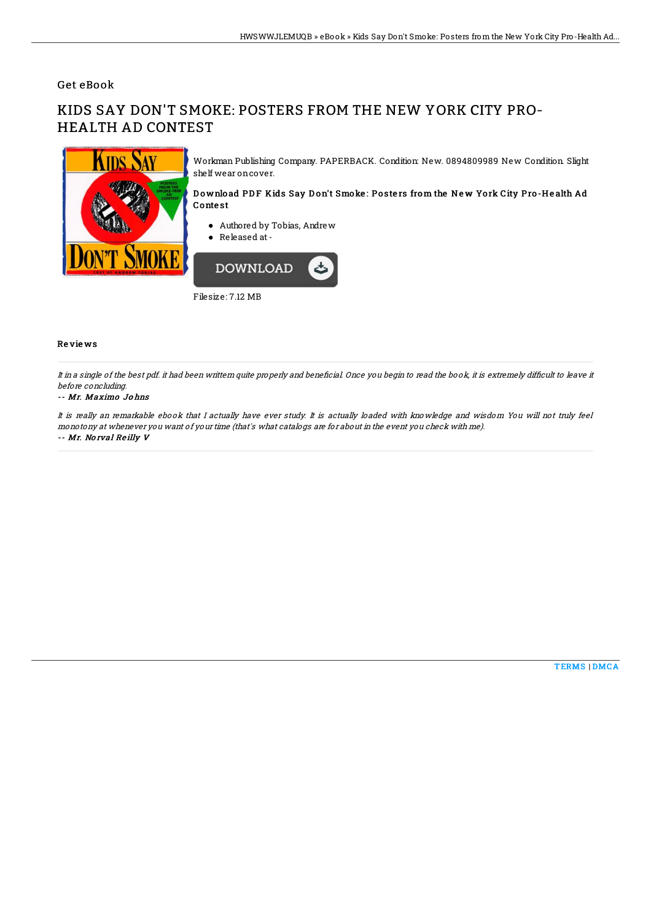Get eBook

# KIDS SAY DON'T SMOKE: POSTERS FROM THE NEW YORK CITY PRO-HEALTH AD CONTEST

Workman Publishing Company. PAPERBACK. Condition: New. 0894809989 New Condition. Slight shelf wear on cover.

**Download PDF Kids Say Don't Smoke: Posters from the New York City Pro-Health Ad Contest**

- Authored by Tobias, Andrew
- Released at -

DOWNLOAD

Filesize: 7.12 MB

## Reviews

*It in a single of the best pdf. it had been writtern quite properly and beneficial. Once you begin to read the book, it is extremely difficult to leave it before concluding.*

-- ***Mr. Maximo Johns***

*It is really an remarkable ebook that I actually have ever study. It is actually loaded with knowledge and wisdom You will not truly feel monotony at whenever you want of your time (that's what catalogs are for about in the event you check with me).*

-- ***Mr. Norval Reilly V***

TERMS | DMCA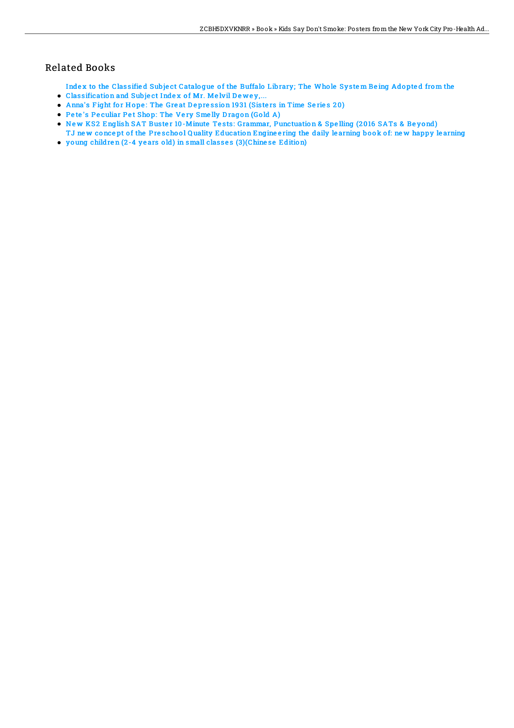## Related Books

- Index to the Classified Subject Catalogue of the Buffalo Library; The Whole System Being Adopted from the Classification and Subject Index of Mr. Melvil Dewey,...
- Anna's Fight for Hope: The Great Depression 1931 (Sisters in Time Series 20)
- Pete's Peculiar Pet Shop: The Very Smelly Dragon (Gold A)
- New KS2 English SAT Buster 10-Minute Tests: Grammar, Punctuation & Spelling (2016 SATs & Beyond)
- TJ new concept of the Preschool Quality Education Engineering the daily learning book of: new happy learning young children (2-4 years old) in small classes (3)(Chinese Edition)